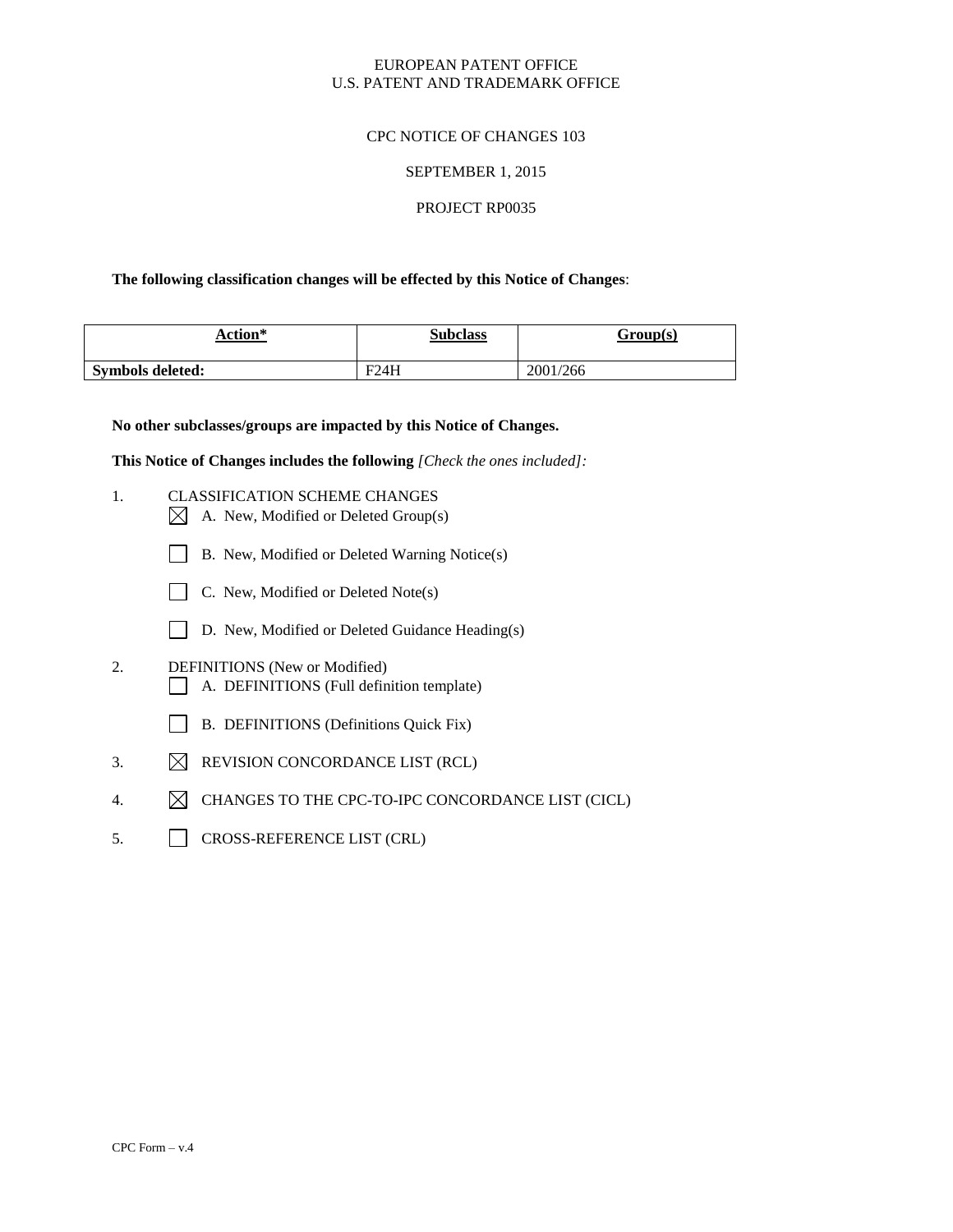EUROPEAN PATENT OFFICE
U.S. PATENT AND TRADEMARK OFFICE

CPC NOTICE OF CHANGES 103

SEPTEMBER 1, 2015

PROJECT RP0035

**The following classification changes will be effected by this Notice of Changes**:

| Action* | Subclass | Group(s) |
|---|---|---|
| **Symbols deleted:** | F24H | 2001/266 |

**No other subclasses/groups are impacted by this Notice of Changes.**

**This Notice of Changes includes the following** *[Check the ones included]:*

1. CLASSIFICATION SCHEME CHANGES
   - ☒ A. New, Modified or Deleted Group(s)
   - ☐ B. New, Modified or Deleted Warning Notice(s)
   - ☐ C. New, Modified or Deleted Note(s)
   - ☐ D. New, Modified or Deleted Guidance Heading(s)
2. DEFINITIONS (New or Modified)
   - ☐ A. DEFINITIONS (Full definition template)
   - ☐ B. DEFINITIONS (Definitions Quick Fix)
3. ☒ REVISION CONCORDANCE LIST (RCL)
4. ☒ CHANGES TO THE CPC-TO-IPC CONCORDANCE LIST (CICL)
5. ☐ CROSS-REFERENCE LIST (CRL)

CPC Form – v.4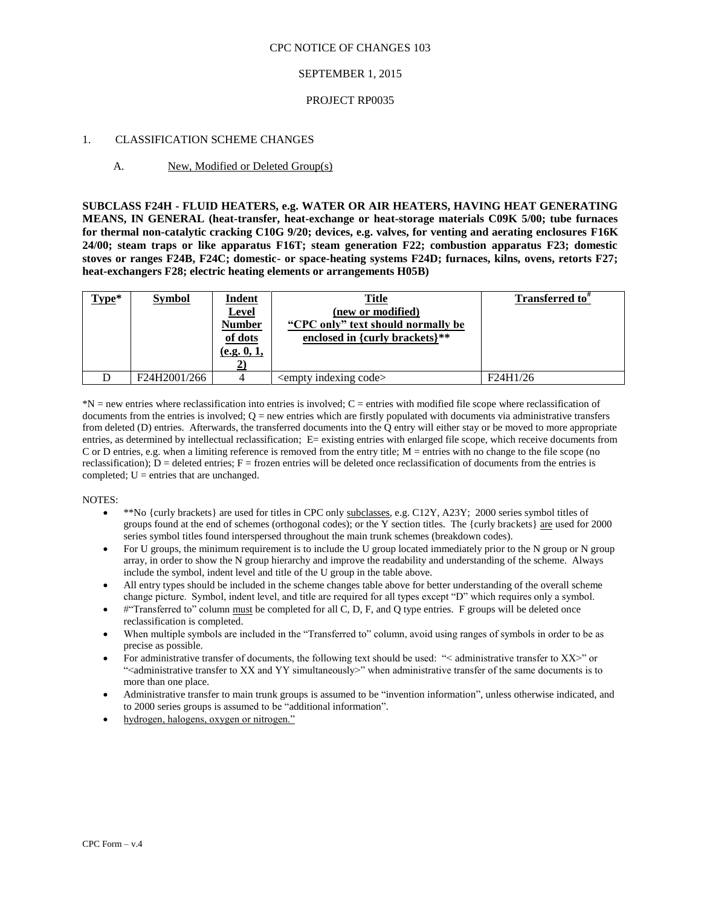CPC NOTICE OF CHANGES 103

SEPTEMBER 1, 2015

PROJECT RP0035

1. CLASSIFICATION SCHEME CHANGES

A. New, Modified or Deleted Group(s)

**SUBCLASS F24H - FLUID HEATERS, e.g. WATER OR AIR HEATERS, HAVING HEAT GENERATING MEANS, IN GENERAL (heat-transfer, heat-exchange or heat-storage materials C09K 5/00; tube furnaces for thermal non-catalytic cracking C10G 9/20; devices, e.g. valves, for venting and aerating enclosures F16K 24/00; steam traps or like apparatus F16T; steam generation F22; combustion apparatus F23; domestic stoves or ranges F24B, F24C; domestic- or space-heating systems F24D; furnaces, kilns, ovens, retorts F27; heat-exchangers F28; electric heating elements or arrangements H05B)**

| Type* | Symbol | Indent Level Number of dots (e.g. 0, 1, 2) | Title (new or modified) "CPC only" text should normally be enclosed in {curly brackets}** | Transferred to# |
|---|---|---|---|---|
| D | F24H2001/266 | 4 | <empty indexing code> | F24H1/26 |

*N = new entries where reclassification into entries is involved; C = entries with modified file scope where reclassification of documents from the entries is involved; Q = new entries which are firstly populated with documents via administrative transfers from deleted (D) entries. Afterwards, the transferred documents into the Q entry will either stay or be moved to more appropriate entries, as determined by intellectual reclassification; E= existing entries with enlarged file scope, which receive documents from C or D entries, e.g. when a limiting reference is removed from the entry title; M = entries with no change to the file scope (no reclassification); D = deleted entries; F = frozen entries will be deleted once reclassification of documents from the entries is completed; U = entries that are unchanged.

NOTES:

- **No {curly brackets} are used for titles in CPC only subclasses, e.g. C12Y, A23Y; 2000 series symbol titles of groups found at the end of schemes (orthogonal codes); or the Y section titles. The {curly brackets} are used for 2000 series symbol titles found interspersed throughout the main trunk schemes (breakdown codes).
- For U groups, the minimum requirement is to include the U group located immediately prior to the N group or N group array, in order to show the N group hierarchy and improve the readability and understanding of the scheme. Always include the symbol, indent level and title of the U group in the table above.
- All entry types should be included in the scheme changes table above for better understanding of the overall scheme change picture. Symbol, indent level, and title are required for all types except "D" which requires only a symbol.
- #"Transferred to" column must be completed for all C, D, F, and Q type entries. F groups will be deleted once reclassification is completed.
- When multiple symbols are included in the "Transferred to" column, avoid using ranges of symbols in order to be as precise as possible.
- For administrative transfer of documents, the following text should be used: "< administrative transfer to XX>" or "<administrative transfer to XX and YY simultaneously>" when administrative transfer of the same documents is to more than one place.
- Administrative transfer to main trunk groups is assumed to be "invention information", unless otherwise indicated, and to 2000 series groups is assumed to be "additional information".
- hydrogen, halogens, oxygen or nitrogen."

CPC Form – v.4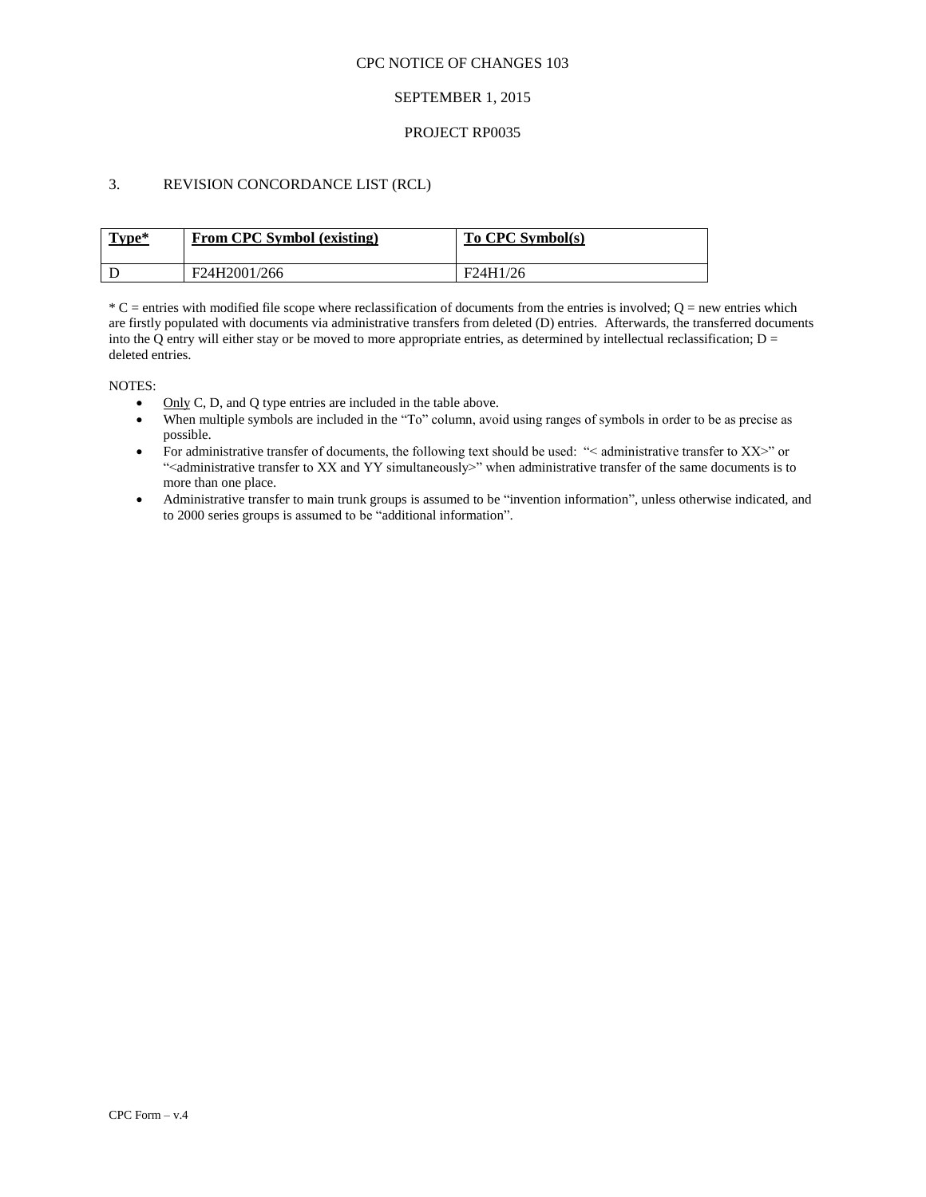CPC NOTICE OF CHANGES 103

SEPTEMBER 1, 2015

PROJECT RP0035

## 3. REVISION CONCORDANCE LIST (RCL)

| Type* | From CPC Symbol (existing) | To CPC Symbol(s) |
| --- | --- | --- |
| D | F24H2001/266 | F24H1/26 |

* C = entries with modified file scope where reclassification of documents from the entries is involved; Q = new entries which are firstly populated with documents via administrative transfers from deleted (D) entries. Afterwards, the transferred documents into the Q entry will either stay or be moved to more appropriate entries, as determined by intellectual reclassification; D = deleted entries.

NOTES:

- Only C, D, and Q type entries are included in the table above.
- When multiple symbols are included in the "To" column, avoid using ranges of symbols in order to be as precise as possible.
- For administrative transfer of documents, the following text should be used: "< administrative transfer to XX>" or "<administrative transfer to XX and YY simultaneously>" when administrative transfer of the same documents is to more than one place.
- Administrative transfer to main trunk groups is assumed to be "invention information", unless otherwise indicated, and to 2000 series groups is assumed to be "additional information".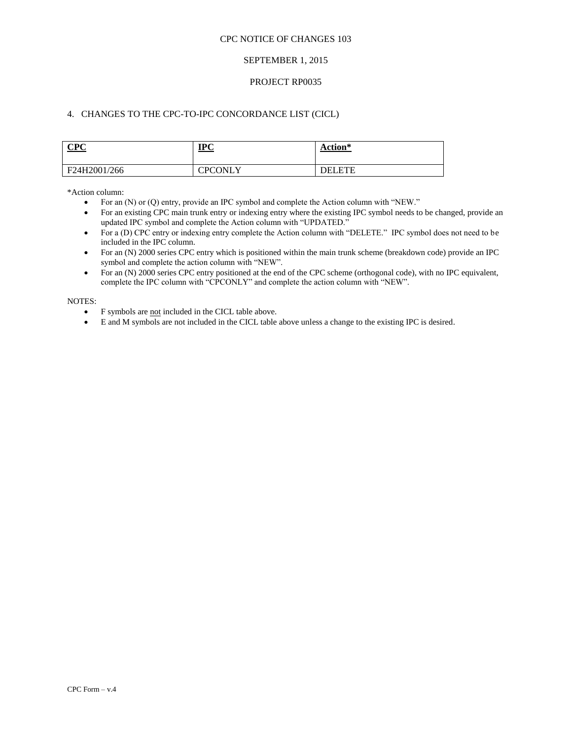CPC NOTICE OF CHANGES 103

SEPTEMBER 1, 2015

PROJECT RP0035

4. CHANGES TO THE CPC-TO-IPC CONCORDANCE LIST (CICL)

| **CPC** | **IPC** | **Action*** |
|---|---|---|
| F24H2001/266 | CPCONLY | DELETE |

*Action column:

- For an (N) or (Q) entry, provide an IPC symbol and complete the Action column with "NEW."
- For an existing CPC main trunk entry or indexing entry where the existing IPC symbol needs to be changed, provide an updated IPC symbol and complete the Action column with "UPDATED."
- For a (D) CPC entry or indexing entry complete the Action column with "DELETE." IPC symbol does not need to be included in the IPC column.
- For an (N) 2000 series CPC entry which is positioned within the main trunk scheme (breakdown code) provide an IPC symbol and complete the action column with "NEW".
- For an (N) 2000 series CPC entry positioned at the end of the CPC scheme (orthogonal code), with no IPC equivalent, complete the IPC column with "CPCONLY" and complete the action column with "NEW".

NOTES:

- F symbols are not included in the CICL table above.
- E and M symbols are not included in the CICL table above unless a change to the existing IPC is desired.